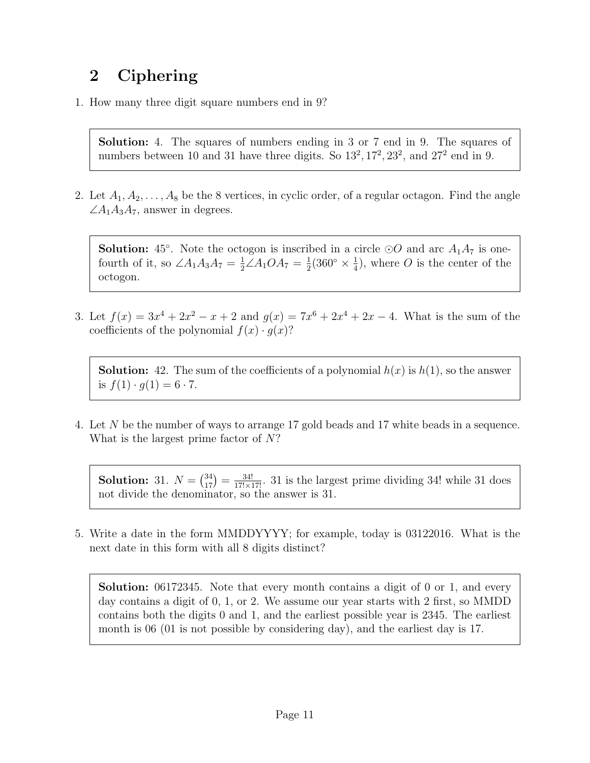## 2 Ciphering

1. How many three digit square numbers end in 9?

> **Solution:** 4. The squares of numbers ending in 3 or 7 end in 9. The squares of numbers between 10 and 31 have three digits. So $13^2, 17^2, 23^2$, and $27^2$ end in 9.

2. Let $A_1, A_2, \dots, A_8$ be the 8 vertices, in cyclic order, of a regular octagon. Find the angle $\angle A_1A_3A_7$, answer in degrees.

> **Solution:** $45^\circ$. Note the octogon is inscribed in a circle $\odot O$ and arc $A_1A_7$ is one-fourth of it, so $\angle A_1A_3A_7 = \frac{1}{2}\angle A_1OA_7 = \frac{1}{2}(360^\circ \times \frac{1}{4})$, where $O$ is the center of the octogon.

3. Let $f(x) = 3x^4 + 2x^2 - x + 2$ and $g(x) = 7x^6 + 2x^4 + 2x - 4$. What is the sum of the coefficients of the polynomial $f(x) \cdot g(x)$?

> **Solution:** 42. The sum of the coefficients of a polynomial $h(x)$ is $h(1)$, so the answer is $f(1) \cdot g(1) = 6 \cdot 7$.

4. Let $N$ be the number of ways to arrange 17 gold beads and 17 white beads in a sequence. What is the largest prime factor of $N$?

> **Solution:** 31. $N = \binom{34}{17} = \frac{34!}{17! \times 17!}$. 31 is the largest prime dividing 34! while 31 does not divide the denominator, so the answer is 31.

5. Write a date in the form MMDDYYYY; for example, today is 03122016. What is the next date in this form with all 8 digits distinct?

> **Solution:** 06172345. Note that every month contains a digit of 0 or 1, and every day contains a digit of 0, 1, or 2. We assume our year starts with 2 first, so MMDD contains both the digits 0 and 1, and the earliest possible year is 2345. The earliest month is 06 (01 is not possible by considering day), and the earliest day is 17.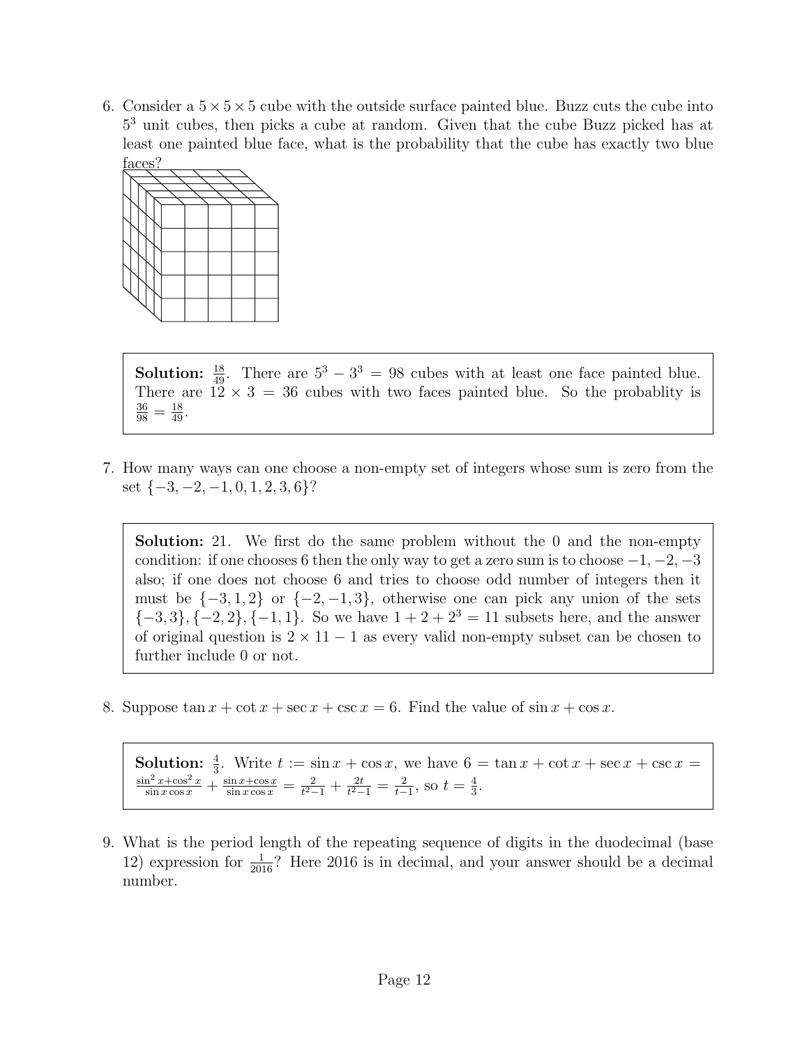6. Consider a $5 \times 5 \times 5$ cube with the outside surface painted blue. Buzz cuts the cube into $5^3$ unit cubes, then picks a cube at random. Given that the cube Buzz picked has at least one painted blue face, what is the probability that the cube has exactly two blue faces?

> **Solution:** $\frac{18}{49}$. There are $5^3 - 3^3 = 98$ cubes with at least one face painted blue. There are $12 \times 3 = 36$ cubes with two faces painted blue. So the probablity is $\frac{36}{98} = \frac{18}{49}$.

7. How many ways can one choose a non-empty set of integers whose sum is zero from the set $\{-3, -2, -1, 0, 1, 2, 3, 6\}$?

> **Solution:** 21. We first do the same problem without the 0 and the non-empty condition: if one chooses 6 then the only way to get a zero sum is to choose $-1, -2, -3$ also; if one does not choose 6 and tries to choose odd number of integers then it must be $\{-3, 1, 2\}$ or $\{-2, -1, 3\}$, otherwise one can pick any union of the sets $\{-3, 3\}, \{-2, 2\}, \{-1, 1\}$. So we have $1 + 2 + 2^3 = 11$ subsets here, and the answer of original question is $2 \times 11 - 1$ as every valid non-empty subset can be chosen to further include 0 or not.

8. Suppose $\tan x + \cot x + \sec x + \csc x = 6$. Find the value of $\sin x + \cos x$.

> **Solution:** $\frac{4}{3}$. Write $t := \sin x + \cos x$, we have $6 = \tan x + \cot x + \sec x + \csc x = \frac{\sin^2 x + \cos^2 x}{\sin x \cos x} + \frac{\sin x + \cos x}{\sin x \cos x} = \frac{2}{t^2 - 1} + \frac{2t}{t^2 - 1} = \frac{2}{t-1}$, so $t = \frac{4}{3}$.

9. What is the period length of the repeating sequence of digits in the duodecimal (base 12) expression for $\frac{1}{2016}$? Here 2016 is in decimal, and your answer should be a decimal number.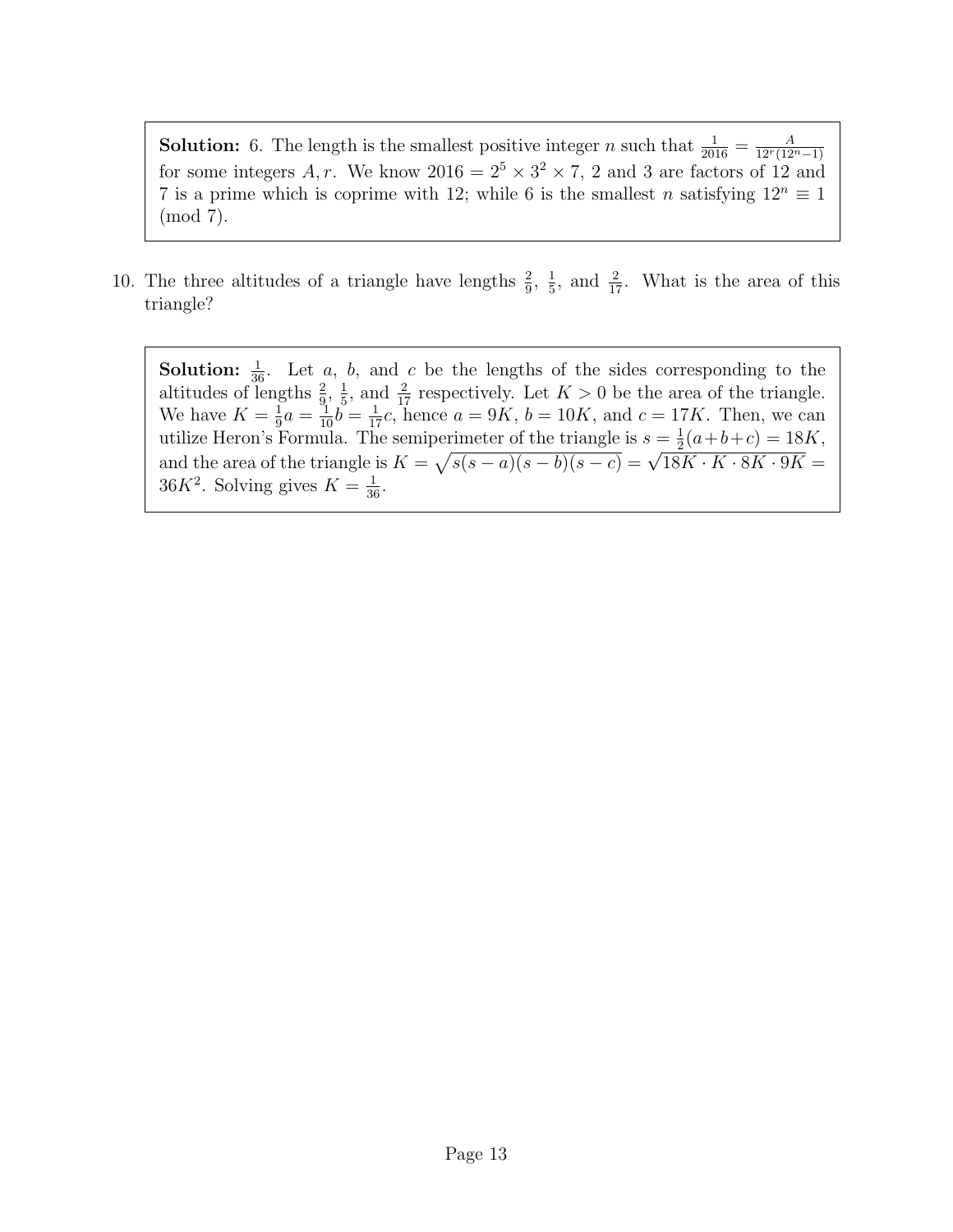**Solution:** 6. The length is the smallest positive integer $n$ such that $\frac{1}{2016} = \frac{A}{12^r(12^n-1)}$ for some integers $A, r$. We know $2016 = 2^5 \times 3^2 \times 7$, 2 and 3 are factors of 12 and 7 is a prime which is coprime with 12; while 6 is the smallest $n$ satisfying $12^n \equiv 1 \pmod 7$.

10. The three altitudes of a triangle have lengths $\frac{2}{9}$, $\frac{1}{5}$, and $\frac{2}{17}$. What is the area of this triangle?

**Solution:** $\frac{1}{36}$. Let $a$, $b$, and $c$ be the lengths of the sides corresponding to the altitudes of lengths $\frac{2}{9}$, $\frac{1}{5}$, and $\frac{2}{17}$ respectively. Let $K > 0$ be the area of the triangle. We have $K = \frac{1}{9}a = \frac{1}{10}b = \frac{1}{17}c$, hence $a = 9K$, $b = 10K$, and $c = 17K$. Then, we can utilize Heron's Formula. The semiperimeter of the triangle is $s = \frac{1}{2}(a+b+c) = 18K$, and the area of the triangle is $K = \sqrt{s(s-a)(s-b)(s-c)} = \sqrt{18K \cdot K \cdot 8K \cdot 9K} = 36K^2$. Solving gives $K = \frac{1}{36}$.